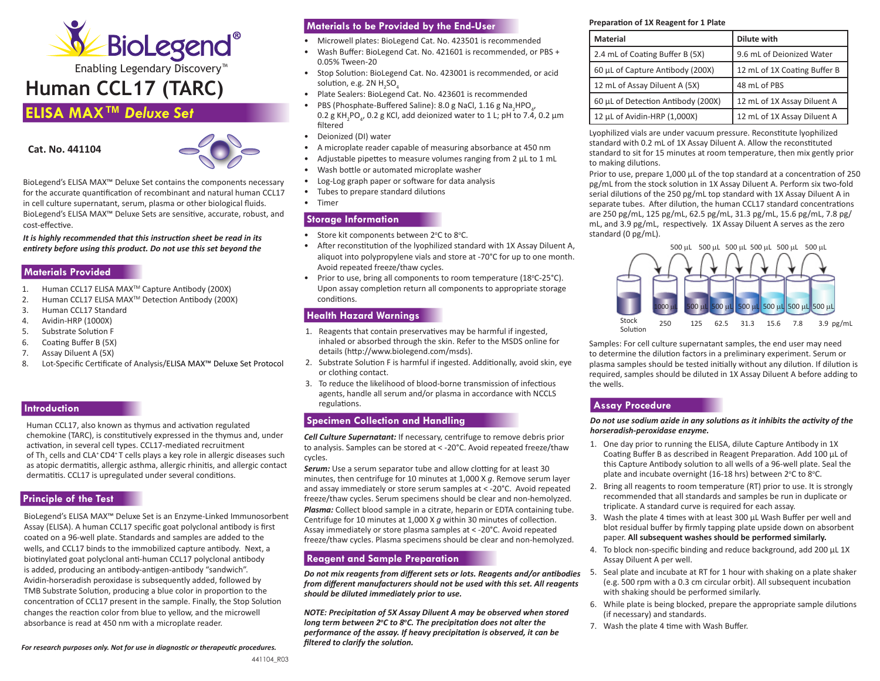# Human CCL17 (TARC)

## ELISA MAX™ *Deluxe Set*

**Cat. No. 441104**

BioLegend's ELISA MAX™ Deluxe Set contains the components necessary for the accurate quantification of recombinant and natural human CCL17 in cell culture supernatant, serum, plasma or other biological fluids. BioLegend's ELISA MAX™ Deluxe Sets are sensitive, accurate, robust, and cost-effective.

***It is highly recommended that this instruction sheet be read in its entirety before using this product. Do not use this set beyond the***

## Materials Provided

1. Human CCL17 ELISA MAX™ Capture Antibody (200X)
2. Human CCL17 ELISA MAX™ Detection Antibody (200X)
3. Human CCL17 Standard
4. Avidin-HRP (1000X)
5. Substrate Solution F
6. Coating Buffer B (5X)
7. Assay Diluent A (5X)
8. Lot-Specific Certificate of Analysis/ELISA MAX™ Deluxe Set Protocol

## Introduction

Human CCL17, also known as thymus and activation regulated chemokine (TARC), is constitutively expressed in the thymus and, under activation, in several cell types. CCL17-mediated recruitment of $Th_2$ cells and $CLA^+CD4^+$ T cells plays a key role in allergic diseases such as atopic dermatitis, allergic asthma, allergic rhinitis, and allergic contact dermatitis. CCL17 is upregulated under several conditions.

## Principle of the Test

BioLegend's ELISA MAX™ Deluxe Set is an Enzyme-Linked Immunosorbent Assay (ELISA). A human CCL17 specific goat polyclonal antibody is first coated on a 96-well plate. Standards and samples are added to the wells, and CCL17 binds to the immobilized capture antibody. Next, a biotinylated goat polyclonal anti-human CCL17 polyclonal antibody is added, producing an antibody-antigen-antibody "sandwich". Avidin-horseradish peroxidase is subsequently added, followed by TMB Substrate Solution, producing a blue color in proportion to the concentration of CCL17 present in the sample. Finally, the Stop Solution changes the reaction color from blue to yellow, and the microwell absorbance is read at 450 nm with a microplate reader.

*For research purposes only. Not for use in diagnostic or therapeutic procedures.*

441104_R03

## Materials to be Provided by the End-User

- Microwell plates: BioLegend Cat. No. 423501 is recommended
- Wash Buffer: BioLegend Cat. No. 421601 is recommended, or PBS + 0.05% Tween-20
- Stop Solution: BioLegend Cat. No. 423001 is recommended, or acid solution, e.g. 2N $H_2SO_4$
- Plate Sealers: BioLegend Cat. No. 423601 is recommended
- PBS (Phosphate-Buffered Saline): 8.0 g NaCl, 1.16 g $Na_2HPO_4$, 0.2 g $KH_2PO_4$, 0.2 g KCl, add deionized water to 1 L; pH to 7.4, 0.2 µm filtered
- Deionized (DI) water
- A microplate reader capable of measuring absorbance at 450 nm
- Adjustable pipettes to measure volumes ranging from 2 µL to 1 mL
- Wash bottle or automated microplate washer
- Log-Log graph paper or software for data analysis
- Tubes to prepare standard dilutions
- Timer

## Storage Information

- Store kit components between 2°C to 8°C.
- After reconstitution of the lyophilized standard with 1X Assay Diluent A, aliquot into polypropylene vials and store at -70°C for up to one month. Avoid repeated freeze/thaw cycles.
- Prior to use, bring all components to room temperature (18°C-25°C). Upon assay completion return all components to appropriate storage conditions.

## Health Hazard Warnings

1. Reagents that contain preservatives may be harmful if ingested, inhaled or absorbed through the skin. Refer to the MSDS online for details (http://www.biolegend.com/msds).
2. Substrate Solution F is harmful if ingested. Additionally, avoid skin, eye or clothing contact.
3. To reduce the likelihood of blood-borne transmission of infectious agents, handle all serum and/or plasma in accordance with NCCLS regulations.

## Specimen Collection and Handling

***Cell Culture Supernatant:*** If necessary, centrifuge to remove debris prior to analysis. Samples can be stored at < -20°C. Avoid repeated freeze/thaw cycles.

***Serum:*** Use a serum separator tube and allow clotting for at least 30 minutes, then centrifuge for 10 minutes at 1,000 X *g*. Remove serum layer and assay immediately or store serum samples at < -20°C. Avoid repeated freeze/thaw cycles. Serum specimens should be clear and non-hemolyzed.

***Plasma:*** Collect blood sample in a citrate, heparin or EDTA containing tube. Centrifuge for 10 minutes at 1,000 X *g* within 30 minutes of collection. Assay immediately or store plasma samples at < -20°C. Avoid repeated freeze/thaw cycles. Plasma specimens should be clear and non-hemolyzed.

## Reagent and Sample Preparation

***Do not mix reagents from different sets or lots. Reagents and/or antibodies from different manufacturers should not be used with this set. All reagents should be diluted immediately prior to use.***

***NOTE: Precipitation of 5X Assay Diluent A may be observed when stored long term between 2°C to 8°C. The precipitation does not alter the performance of the assay. If heavy precipitation is observed, it can be filtered to clarify the solution.***

**Preparation of 1X Reagent for 1 Plate**

| Material | Dilute with |
|---|---|
| 2.4 mL of Coating Buffer B (5X) | 9.6 mL of Deionized Water |
| 60 µL of Capture Antibody (200X) | 12 mL of 1X Coating Buffer B |
| 12 mL of Assay Diluent A (5X) | 48 mL of PBS |
| 60 µL of Detection Antibody (200X) | 12 mL of 1X Assay Diluent A |
| 12 µL of Avidin-HRP (1,000X) | 12 mL of 1X Assay Diluent A |

Lyophilized vials are under vacuum pressure. Reconstitute lyophilized standard with 0.2 mL of 1X Assay Diluent A. Allow the reconstituted standard to sit for 15 minutes at room temperature, then mix gently prior to making dilutions.

Prior to use, prepare 1,000 µL of the top standard at a concentration of 250 pg/mL from the stock solution in 1X Assay Diluent A. Perform six two-fold serial dilutions of the 250 pg/mL top standard with 1X Assay Diluent A in separate tubes. After dilution, the human CCL17 standard concentrations are 250 pg/mL, 125 pg/mL, 62.5 pg/mL, 31.3 pg/mL, 15.6 pg/mL, 7.8 pg/mL, and 3.9 pg/mL, respectively. 1X Assay Diluent A serves as the zero standard (0 pg/mL).

500 µL 500 µL 500 µL 500 µL 500 µL 500 µL

1000 µL 500 µL 500 µL 500 µL 500 µL 500 µL 500 µL

Stock Solution 250 125 62.5 31.3 15.6 7.8 3.9 pg/mL

Samples: For cell culture supernatant samples, the end user may need to determine the dilution factors in a preliminary experiment. Serum or plasma samples should be tested initially without any dilution. If dilution is required, samples should be diluted in 1X Assay Diluent A before adding to the wells.

## Assay Procedure

***Do not use sodium azide in any solutions as it inhibits the activity of the horseradish-peroxidase enzyme.***

1. One day prior to running the ELISA, dilute Capture Antibody in 1X Coating Buffer B as described in Reagent Preparation. Add 100 µL of this Capture Antibody solution to all wells of a 96-well plate. Seal the plate and incubate overnight (16-18 hrs) between 2°C to 8°C.
2. Bring all reagents to room temperature (RT) prior to use. It is strongly recommended that all standards and samples be run in duplicate or triplicate. A standard curve is required for each assay.
3. Wash the plate 4 times with at least 300 µL Wash Buffer per well and blot residual buffer by firmly tapping plate upside down on absorbent paper. **All subsequent washes should be performed similarly.**
4. To block non-specific binding and reduce background, add 200 µL 1X Assay Diluent A per well.
5. Seal plate and incubate at RT for 1 hour with shaking on a plate shaker (e.g. 500 rpm with a 0.3 cm circular orbit). All subsequent incubation with shaking should be performed similarly.
6. While plate is being blocked, prepare the appropriate sample dilutions (if necessary) and standards.
7. Wash the plate 4 time with Wash Buffer.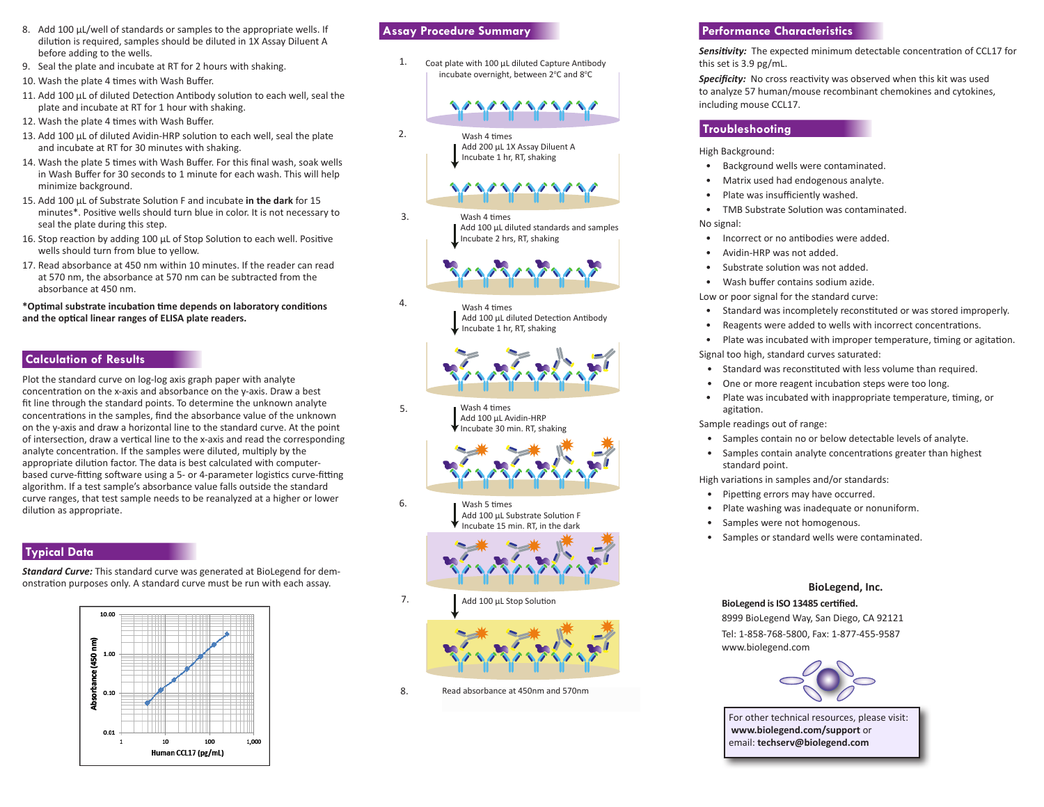8. Add 100 µL/well of standards or samples to the appropriate wells. If dilution is required, samples should be diluted in 1X Assay Diluent A before adding to the wells.
9. Seal the plate and incubate at RT for 2 hours with shaking.
10. Wash the plate 4 times with Wash Buffer.
11. Add 100 µL of diluted Detection Antibody solution to each well, seal the plate and incubate at RT for 1 hour with shaking.
12. Wash the plate 4 times with Wash Buffer.
13. Add 100 µL of diluted Avidin-HRP solution to each well, seal the plate and incubate at RT for 30 minutes with shaking.
14. Wash the plate 5 times with Wash Buffer. For this final wash, soak wells in Wash Buffer for 30 seconds to 1 minute for each wash. This will help minimize background.
15. Add 100 µL of Substrate Solution F and incubate **in the dark** for 15 minutes*. Positive wells should turn blue in color. It is not necessary to seal the plate during this step.
16. Stop reaction by adding 100 µL of Stop Solution to each well. Positive wells should turn from blue to yellow.
17. Read absorbance at 450 nm within 10 minutes. If the reader can read at 570 nm, the absorbance at 570 nm can be subtracted from the absorbance at 450 nm.

**\*Optimal substrate incubation time depends on laboratory conditions and the optical linear ranges of ELISA plate readers.**

## Calculation of Results

Plot the standard curve on log-log axis graph paper with analyte concentration on the x-axis and absorbance on the y-axis. Draw a best fit line through the standard points. To determine the unknown analyte concentrations in the samples, find the absorbance value of the unknown on the y-axis and draw a horizontal line to the standard curve. At the point of intersection, draw a vertical line to the x-axis and read the corresponding analyte concentration. If the samples were diluted, multiply by the appropriate dilution factor. The data is best calculated with computer-based curve-fitting software using a 5- or 4-parameter logistics curve-fitting algorithm. If a test sample's absorbance value falls outside the standard curve ranges, that test sample needs to be reanalyzed at a higher or lower dilution as appropriate.

## Typical Data

***Standard Curve:*** This standard curve was generated at BioLegend for demonstration purposes only. A standard curve must be run with each assay.

Absorbance (450 nm)
10.00
1.00
0.10
0.01
1
10
100
1,000
Human CCL17 (pg/mL)

## Assay Procedure Summary

1. Coat plate with 100 µL diluted Capture Antibody incubate overnight, between 2°C and 8°C
2. Wash 4 times; Add 200 µL 1X Assay Diluent A; Incubate 1 hr, RT, shaking
3. Wash 4 times; Add 100 µL diluted standards and samples; Incubate 2 hrs, RT, shaking
4. Wash 4 times; Add 100 µL diluted Detection Antibody; Incubate 1 hr, RT, shaking
5. Wash 4 times; Add 100 µL Avidin-HRP; Incubate 30 min. RT, shaking
6. Wash 5 times; Add 100 µL Substrate Solution F; Incubate 15 min. RT, in the dark
7. Add 100 µL Stop Solution
8. Read absorbance at 450nm and 570nm

## Performance Characteristics

***Sensitivity:*** The expected minimum detectable concentration of CCL17 for this set is 3.9 pg/mL.

***Specificity:*** No cross reactivity was observed when this kit was used to analyze 57 human/mouse recombinant chemokines and cytokines, including mouse CCL17.

## Troubleshooting

High Background:
- Background wells were contaminated.
- Matrix used had endogenous analyte.
- Plate was insufficiently washed.
- TMB Substrate Solution was contaminated.

No signal:
- Incorrect or no antibodies were added.
- Avidin-HRP was not added.
- Substrate solution was not added.
- Wash buffer contains sodium azide.

Low or poor signal for the standard curve:
- Standard was incompletely reconstituted or was stored improperly.
- Reagents were added to wells with incorrect concentrations.
- Plate was incubated with improper temperature, timing or agitation.

Signal too high, standard curves saturated:
- Standard was reconstituted with less volume than required.
- One or more reagent incubation steps were too long.
- Plate was incubated with inappropriate temperature, timing, or agitation.

Sample readings out of range:
- Samples contain no or below detectable levels of analyte.
- Samples contain analyte concentrations greater than highest standard point.

High variations in samples and/or standards:
- Pipetting errors may have occurred.
- Plate washing was inadequate or nonuniform.
- Samples were not homogenous.
- Samples or standard wells were contaminated.

**BioLegend, Inc.**

**BioLegend is ISO 13485 certified.**

8999 BioLegend Way, San Diego, CA 92121

Tel: 1-858-768-5800, Fax: 1-877-455-9587

www.biolegend.com

For other technical resources, please visit: **www.biolegend.com/support** or email: **techserv@biolegend.com**